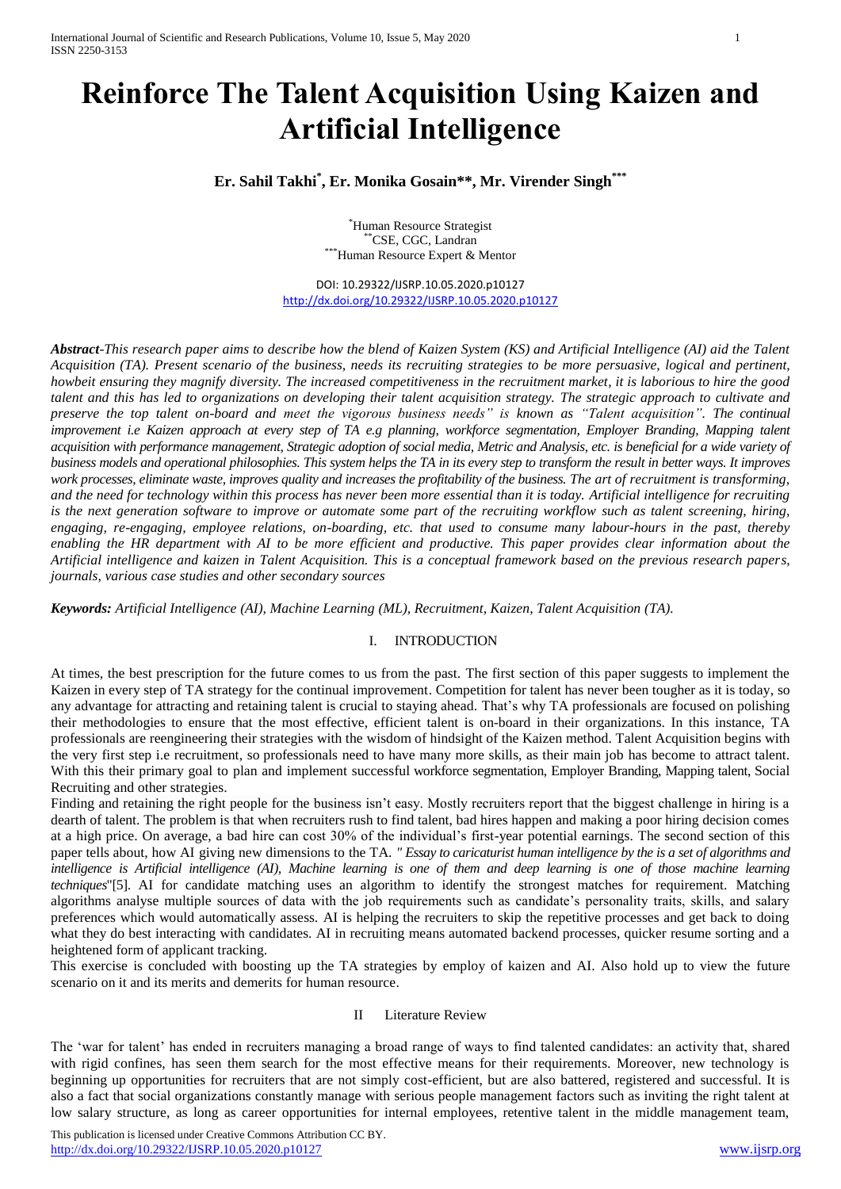# Reinforce The Talent Acquisition Using Kaizen and Artificial Intelligence

**Er. Sahil Takhi[*], Er. Monika Gosain[**], Mr. Virender Singh[***]**

[*] Human Resource Strategist
[**] CSE, CGC, Landran
[***] Human Resource Expert & Mentor

DOI: 10.29322/IJSRP.10.05.2020.p10127
http://dx.doi.org/10.29322/IJSRP.10.05.2020.p10127

***Abstract***-*This research paper aims to describe how the blend of Kaizen System (KS) and Artificial Intelligence (AI) aid the Talent Acquisition (TA). Present scenario of the business, needs its recruiting strategies to be more persuasive, logical and pertinent, howbeit ensuring they magnify diversity. The increased competitiveness in the recruitment market, it is laborious to hire the good talent and this has led to organizations on developing their talent acquisition strategy. The strategic approach to cultivate and preserve the top talent on-board and meet the vigorous business needs" is known as "Talent acquisition". The continual improvement i.e Kaizen approach at every step of TA e.g planning, workforce segmentation, Employer Branding, Mapping talent acquisition with performance management, Strategic adoption of social media, Metric and Analysis, etc. is beneficial for a wide variety of business models and operational philosophies. This system helps the TA in its every step to transform the result in better ways. It improves work processes, eliminate waste, improves quality and increases the profitability of the business. The art of recruitment is transforming, and the need for technology within this process has never been more essential than it is today. Artificial intelligence for recruiting is the next generation software to improve or automate some part of the recruiting workflow such as talent screening, hiring, engaging, re-engaging, employee relations, on-boarding, etc. that used to consume many labour-hours in the past, thereby enabling the HR department with AI to be more efficient and productive. This paper provides clear information about the Artificial intelligence and kaizen in Talent Acquisition. This is a conceptual framework based on the previous research papers, journals, various case studies and other secondary sources*

***Keywords:*** *Artificial Intelligence (AI), Machine Learning (ML), Recruitment, Kaizen, Talent Acquisition (TA).*

## I. INTRODUCTION

At times, the best prescription for the future comes to us from the past. The first section of this paper suggests to implement the Kaizen in every step of TA strategy for the continual improvement. Competition for talent has never been tougher as it is today, so any advantage for attracting and retaining talent is crucial to staying ahead. That's why TA professionals are focused on polishing their methodologies to ensure that the most effective, efficient talent is on-board in their organizations. In this instance, TA professionals are reengineering their strategies with the wisdom of hindsight of the Kaizen method. Talent Acquisition begins with the very first step i.e recruitment, so professionals need to have many more skills, as their main job has become to attract talent. With this their primary goal to plan and implement successful workforce segmentation, Employer Branding, Mapping talent, Social Recruiting and other strategies.

Finding and retaining the right people for the business isn't easy. Mostly recruiters report that the biggest challenge in hiring is a dearth of talent. The problem is that when recruiters rush to find talent, bad hires happen and making a poor hiring decision comes at a high price. On average, a bad hire can cost 30% of the individual's first-year potential earnings. The second section of this paper tells about, how AI giving new dimensions to the TA. *" Essay to caricaturist human intelligence by the is a set of algorithms and intelligence is Artificial intelligence (AI), Machine learning is one of them and deep learning is one of those machine learning techniques*"[5]. AI for candidate matching uses an algorithm to identify the strongest matches for requirement. Matching algorithms analyse multiple sources of data with the job requirements such as candidate's personality traits, skills, and salary preferences which would automatically assess. AI is helping the recruiters to skip the repetitive processes and get back to doing what they do best interacting with candidates. AI in recruiting means automated backend processes, quicker resume sorting and a heightened form of applicant tracking.

This exercise is concluded with boosting up the TA strategies by employ of kaizen and AI. Also hold up to view the future scenario on it and its merits and demerits for human resource.

## II Literature Review

The 'war for talent' has ended in recruiters managing a broad range of ways to find talented candidates: an activity that, shared with rigid confines, has seen them search for the most effective means for their requirements. Moreover, new technology is beginning up opportunities for recruiters that are not simply cost-efficient, but are also battered, registered and successful. It is also a fact that social organizations constantly manage with serious people management factors such as inviting the right talent at low salary structure, as long as career opportunities for internal employees, retentive talent in the middle management team,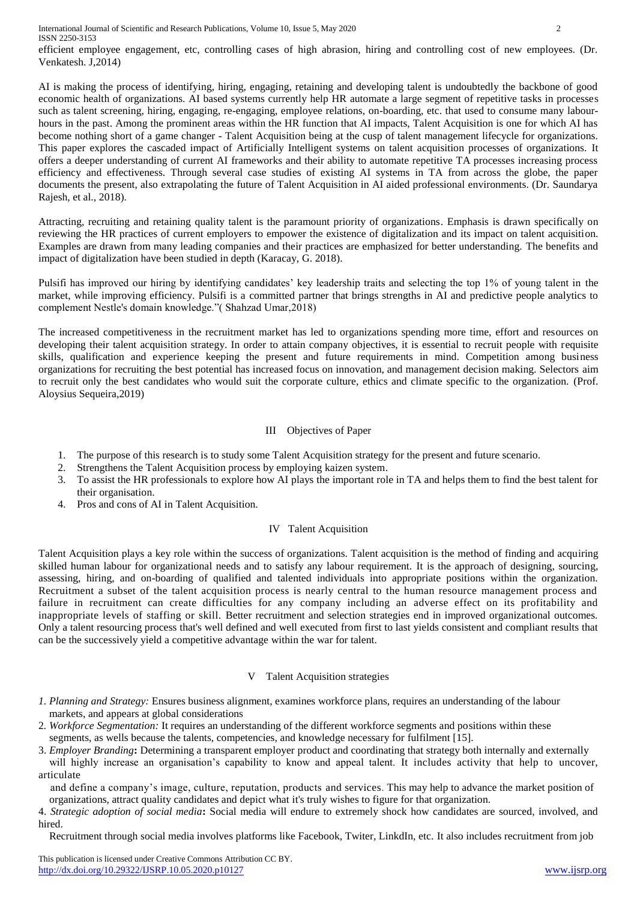efficient employee engagement, etc, controlling cases of high abrasion, hiring and controlling cost of new employees. (Dr. Venkatesh. J,2014)

AI is making the process of identifying, hiring, engaging, retaining and developing talent is undoubtedly the backbone of good economic health of organizations. AI based systems currently help HR automate a large segment of repetitive tasks in processes such as talent screening, hiring, engaging, re-engaging, employee relations, on-boarding, etc. that used to consume many labour-hours in the past. Among the prominent areas within the HR function that AI impacts, Talent Acquisition is one for which AI has become nothing short of a game changer - Talent Acquisition being at the cusp of talent management lifecycle for organizations. This paper explores the cascaded impact of Artificially Intelligent systems on talent acquisition processes of organizations. It offers a deeper understanding of current AI frameworks and their ability to automate repetitive TA processes increasing process efficiency and effectiveness. Through several case studies of existing AI systems in TA from across the globe, the paper documents the present, also extrapolating the future of Talent Acquisition in AI aided professional environments. (Dr. Saundarya Rajesh, et al., 2018).

Attracting, recruiting and retaining quality talent is the paramount priority of organizations. Emphasis is drawn specifically on reviewing the HR practices of current employers to empower the existence of digitalization and its impact on talent acquisition. Examples are drawn from many leading companies and their practices are emphasized for better understanding. The benefits and impact of digitalization have been studied in depth (Karacay, G. 2018).

Pulsifi has improved our hiring by identifying candidates' key leadership traits and selecting the top 1% of young talent in the market, while improving efficiency. Pulsifi is a committed partner that brings strengths in AI and predictive people analytics to complement Nestle's domain knowledge."( Shahzad Umar,2018)

The increased competitiveness in the recruitment market has led to organizations spending more time, effort and resources on developing their talent acquisition strategy. In order to attain company objectives, it is essential to recruit people with requisite skills, qualification and experience keeping the present and future requirements in mind. Competition among business organizations for recruiting the best potential has increased focus on innovation, and management decision making. Selectors aim to recruit only the best candidates who would suit the corporate culture, ethics and climate specific to the organization. (Prof. Aloysius Sequeira,2019)

## III Objectives of Paper

1. The purpose of this research is to study some Talent Acquisition strategy for the present and future scenario.
2. Strengthens the Talent Acquisition process by employing kaizen system.
3. To assist the HR professionals to explore how AI plays the important role in TA and helps them to find the best talent for their organisation.
4. Pros and cons of AI in Talent Acquisition.

## IV Talent Acquisition

Talent Acquisition plays a key role within the success of organizations. Talent acquisition is the method of finding and acquiring skilled human labour for organizational needs and to satisfy any labour requirement. It is the approach of designing, sourcing, assessing, hiring, and on-boarding of qualified and talented individuals into appropriate positions within the organization. Recruitment a subset of the talent acquisition process is nearly central to the human resource management process and failure in recruitment can create difficulties for any company including an adverse effect on its profitability and inappropriate levels of staffing or skill. Better recruitment and selection strategies end in improved organizational outcomes. Only a talent resourcing process that's well defined and well executed from first to last yields consistent and compliant results that can be the successively yield a competitive advantage within the war for talent.

## V Talent Acquisition strategies

1. *Planning and Strategy:* Ensures business alignment, examines workforce plans, requires an understanding of the labour markets, and appears at global considerations
2. *Workforce Segmentation:* It requires an understanding of the different workforce segments and positions within these segments, as wells because the talents, competencies, and knowledge necessary for fulfilment [15].
3. *Employer Branding*: Determining a transparent employer product and coordinating that strategy both internally and externally will highly increase an organisation's capability to know and appeal talent. It includes activity that help to uncover, articulate and define a company's image, culture, reputation, products and services. This may help to advance the market position of organizations, attract quality candidates and depict what it's truly wishes to figure for that organization.
4. *Strategic adoption of social media*: Social media will endure to extremely shock how candidates are sourced, involved, and hired.
   Recruitment through social media involves platforms like Facebook, Twiter, LinkdIn, etc. It also includes recruitment from job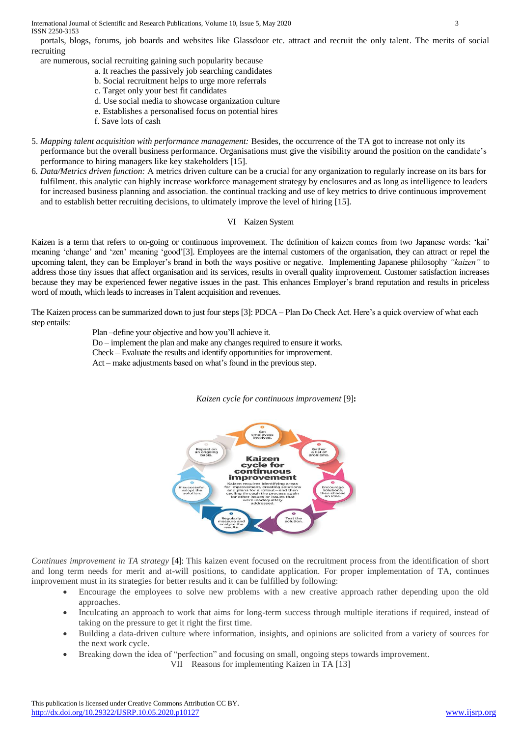portals, blogs, forums, job boards and websites like Glassdoor etc. attract and recruit the only talent. The merits of social recruiting are numerous, social recruiting gaining such popularity because

a. It reaches the passively job searching candidates
b. Social recruitment helps to urge more referrals
c. Target only your best fit candidates
d. Use social media to showcase organization culture
e. Establishes a personalised focus on potential hires
f. Save lots of cash

5. *Mapping talent acquisition with performance management:* Besides, the occurrence of the TA got to increase not only its performance but the overall business performance. Organisations must give the visibility around the position on the candidate's performance to hiring managers like key stakeholders [15].
6. *Data/Metrics driven function:* A metrics driven culture can be a crucial for any organization to regularly increase on its bars for fulfilment. this analytic can highly increase workforce management strategy by enclosures and as long as intelligence to leaders for increased business planning and association. the continual tracking and use of key metrics to drive continuous improvement and to establish better recruiting decisions, to ultimately improve the level of hiring [15].

## VI Kaizen System

Kaizen is a term that refers to on-going or continuous improvement. The definition of kaizen comes from two Japanese words: 'kai' meaning 'change' and 'zen' meaning 'good'[3]. Employees are the internal customers of the organisation, they can attract or repel the upcoming talent, they can be Employer's brand in both the ways positive or negative. Implementing Japanese philosophy *"kaizen"* to address those tiny issues that affect organisation and its services, results in overall quality improvement. Customer satisfaction increases because they may be experienced fewer negative issues in the past. This enhances Employer's brand reputation and results in priceless word of mouth, which leads to increases in Talent acquisition and revenues.

The Kaizen process can be summarized down to just four steps [3]: PDCA – Plan Do Check Act. Here's a quick overview of what each step entails:

Plan –define your objective and how you'll achieve it.
Do – implement the plan and make any changes required to ensure it works.
Check – Evaluate the results and identify opportunities for improvement.
Act – make adjustments based on what's found in the previous step.

*Kaizen cycle for continuous improvement* [9]**:**

*Continues improvement in TA strategy* [4]: This kaizen event focused on the recruitment process from the identification of short and long term needs for merit and at-will positions, to candidate application. For proper implementation of TA, continues improvement must in its strategies for better results and it can be fulfilled by following:

- Encourage the employees to solve new problems with a new creative approach rather depending upon the old approaches.
- Inculcating an approach to work that aims for long-term success through multiple iterations if required, instead of taking on the pressure to get it right the first time.
- Building a data-driven culture where information, insights, and opinions are solicited from a variety of sources for the next work cycle.
- Breaking down the idea of "perfection" and focusing on small, ongoing steps towards improvement.

## VII Reasons for implementing Kaizen in TA [13]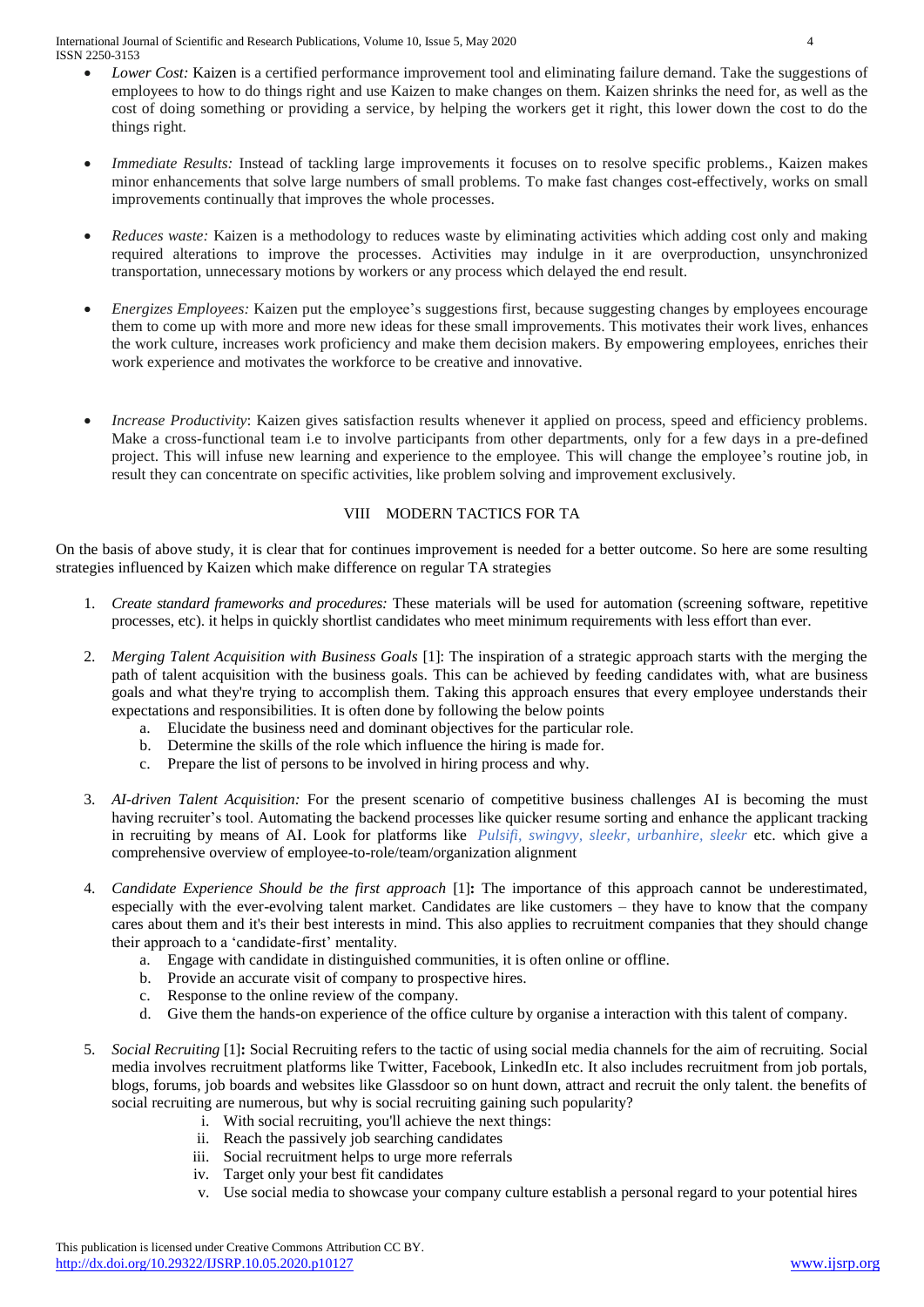- *Lower Cost:* Kaizen is a certified performance improvement tool and eliminating failure demand. Take the suggestions of employees to how to do things right and use Kaizen to make changes on them. Kaizen shrinks the need for, as well as the cost of doing something or providing a service, by helping the workers get it right, this lower down the cost to do the things right.

- *Immediate Results:* Instead of tackling large improvements it focuses on to resolve specific problems., Kaizen makes minor enhancements that solve large numbers of small problems. To make fast changes cost-effectively, works on small improvements continually that improves the whole processes.

- *Reduces waste:* Kaizen is a methodology to reduces waste by eliminating activities which adding cost only and making required alterations to improve the processes. Activities may indulge in it are overproduction, unsynchronized transportation, unnecessary motions by workers or any process which delayed the end result.

- *Energizes Employees:* Kaizen put the employee's suggestions first, because suggesting changes by employees encourage them to come up with more and more new ideas for these small improvements. This motivates their work lives, enhances the work culture, increases work proficiency and make them decision makers. By empowering employees, enriches their work experience and motivates the workforce to be creative and innovative.

- *Increase Productivity*: Kaizen gives satisfaction results whenever it applied on process, speed and efficiency problems. Make a cross-functional team i.e to involve participants from other departments, only for a few days in a pre-defined project. This will infuse new learning and experience to the employee. This will change the employee's routine job, in result they can concentrate on specific activities, like problem solving and improvement exclusively.

## VIII MODERN TACTICS FOR TA

On the basis of above study, it is clear that for continues improvement is needed for a better outcome. So here are some resulting strategies influenced by Kaizen which make difference on regular TA strategies

1. *Create standard frameworks and procedures:* These materials will be used for automation (screening software, repetitive processes, etc). it helps in quickly shortlist candidates who meet minimum requirements with less effort than ever.

2. *Merging Talent Acquisition with Business Goals* [1]: The inspiration of a strategic approach starts with the merging the path of talent acquisition with the business goals. This can be achieved by feeding candidates with, what are business goals and what they're trying to accomplish them. Taking this approach ensures that every employee understands their expectations and responsibilities. It is often done by following the below points
   a. Elucidate the business need and dominant objectives for the particular role.
   b. Determine the skills of the role which influence the hiring is made for.
   c. Prepare the list of persons to be involved in hiring process and why.

3. *AI-driven Talent Acquisition:* For the present scenario of competitive business challenges AI is becoming the must having recruiter's tool. Automating the backend processes like quicker resume sorting and enhance the applicant tracking in recruiting by means of AI. Look for platforms like *Pulsifi, swingvy, sleekr, urbanhire, sleekr* etc. which give a comprehensive overview of employee-to-role/team/organization alignment

4. *Candidate Experience Should be the first approach* [1]**:** The importance of this approach cannot be underestimated, especially with the ever-evolving talent market. Candidates are like customers – they have to know that the company cares about them and it's their best interests in mind. This also applies to recruitment companies that they should change their approach to a 'candidate-first' mentality.
   a. Engage with candidate in distinguished communities, it is often online or offline.
   b. Provide an accurate visit of company to prospective hires.
   c. Response to the online review of the company.
   d. Give them the hands-on experience of the office culture by organise a interaction with this talent of company.

5. *Social Recruiting* [1]**:** Social Recruiting refers to the tactic of using social media channels for the aim of recruiting. Social media involves recruitment platforms like Twitter, Facebook, LinkedIn etc. It also includes recruitment from job portals, blogs, forums, job boards and websites like Glassdoor so on hunt down, attract and recruit the only talent. the benefits of social recruiting are numerous, but why is social recruiting gaining such popularity?
   i. With social recruiting, you'll achieve the next things:
   ii. Reach the passively job searching candidates
   iii. Social recruitment helps to urge more referrals
   iv. Target only your best fit candidates
   v. Use social media to showcase your company culture establish a personal regard to your potential hires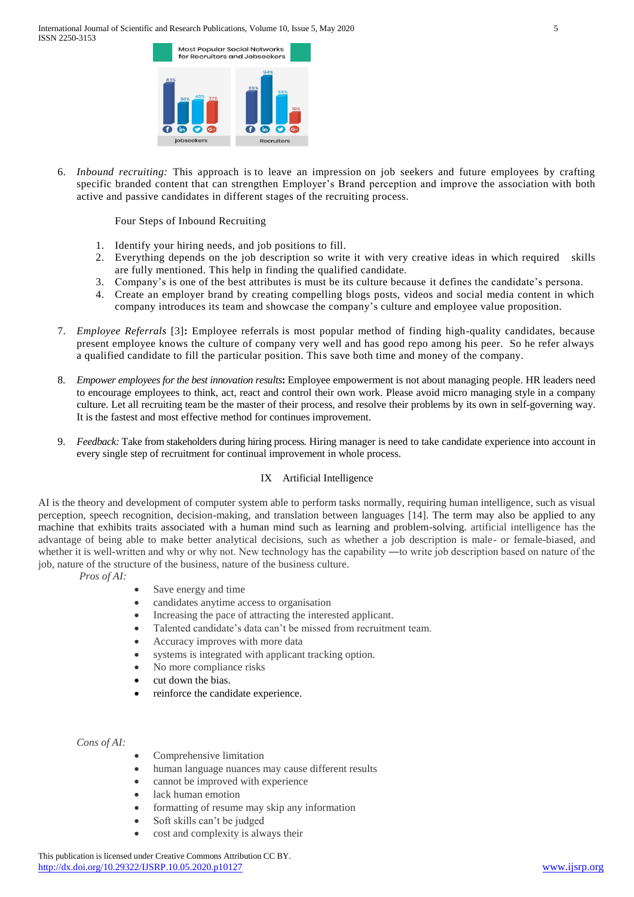6. *Inbound recruiting:* This approach is to leave an impression on job seekers and future employees by crafting specific branded content that can strengthen Employer's Brand perception and improve the association with both active and passive candidates in different stages of the recruiting process.

   Four Steps of Inbound Recruiting

   1. Identify your hiring needs, and job positions to fill.
   2. Everything depends on the job description so write it with very creative ideas in which required skills are fully mentioned. This help in finding the qualified candidate.
   3. Company's is one of the best attributes is must be its culture because it defines the candidate's persona.
   4. Create an employer brand by creating compelling blogs posts, videos and social media content in which company introduces its team and showcase the company's culture and employee value proposition.

7. *Employee Referrals* [3]**:** Employee referrals is most popular method of finding high-quality candidates, because present employee knows the culture of company very well and has good repo among his peer. So he refer always a qualified candidate to fill the particular position. This save both time and money of the company.

8. *Empower employees for the best innovation results***:** Employee empowerment is not about managing people. HR leaders need to encourage employees to think, act, react and control their own work. Please avoid micro managing style in a company culture. Let all recruiting team be the master of their process, and resolve their problems by its own in self-governing way. It is the fastest and most effective method for continues improvement.

9. *Feedback:* Take from stakeholders during hiring process. Hiring manager is need to take candidate experience into account in every single step of recruitment for continual improvement in whole process.

## IX Artificial Intelligence

AI is the theory and development of computer system able to perform tasks normally, requiring human intelligence, such as visual perception, speech recognition, decision-making, and translation between languages [14]. The term may also be applied to any machine that exhibits traits associated with a human mind such as learning and problem-solving. artificial intelligence has the advantage of being able to make better analytical decisions, such as whether a job description is male- or female-biased, and whether it is well-written and why or why not. New technology has the capability —to write job description based on nature of the job, nature of the structure of the business, nature of the business culture.

*Pros of AI:*

- Save energy and time
- candidates anytime access to organisation
- Increasing the pace of attracting the interested applicant.
- Talented candidate's data can't be missed from recruitment team.
- Accuracy improves with more data
- systems is integrated with applicant tracking option.
- No more compliance risks
- cut down the bias.
- reinforce the candidate experience.

*Cons of AI:*

- Comprehensive limitation
- human language nuances may cause different results
- cannot be improved with experience
- lack human emotion
- formatting of resume may skip any information
- Soft skills can't be judged
- cost and complexity is always their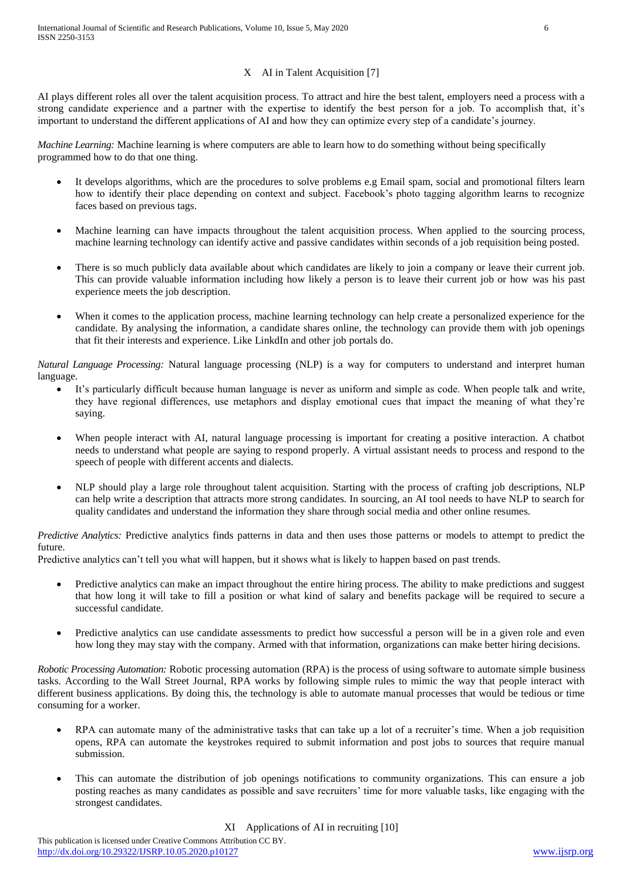## X AI in Talent Acquisition [7]

AI plays different roles all over the talent acquisition process. To attract and hire the best talent, employers need a process with a strong candidate experience and a partner with the expertise to identify the best person for a job. To accomplish that, it's important to understand the different applications of AI and how they can optimize every step of a candidate's journey.

*Machine Learning:* Machine learning is where computers are able to learn how to do something without being specifically programmed how to do that one thing.

- It develops algorithms, which are the procedures to solve problems e.g Email spam, social and promotional filters learn how to identify their place depending on context and subject. Facebook's photo tagging algorithm learns to recognize faces based on previous tags.
- Machine learning can have impacts throughout the talent acquisition process. When applied to the sourcing process, machine learning technology can identify active and passive candidates within seconds of a job requisition being posted.
- There is so much publicly data available about which candidates are likely to join a company or leave their current job. This can provide valuable information including how likely a person is to leave their current job or how was his past experience meets the job description.
- When it comes to the application process, machine learning technology can help create a personalized experience for the candidate. By analysing the information, a candidate shares online, the technology can provide them with job openings that fit their interests and experience. Like LinkdIn and other job portals do.

*Natural Language Processing:* Natural language processing (NLP) is a way for computers to understand and interpret human language.

- It's particularly difficult because human language is never as uniform and simple as code. When people talk and write, they have regional differences, use metaphors and display emotional cues that impact the meaning of what they're saying.
- When people interact with AI, natural language processing is important for creating a positive interaction. A chatbot needs to understand what people are saying to respond properly. A virtual assistant needs to process and respond to the speech of people with different accents and dialects.
- NLP should play a large role throughout talent acquisition. Starting with the process of crafting job descriptions, NLP can help write a description that attracts more strong candidates. In sourcing, an AI tool needs to have NLP to search for quality candidates and understand the information they share through social media and other online resumes.

*Predictive Analytics:* Predictive analytics finds patterns in data and then uses those patterns or models to attempt to predict the future.
Predictive analytics can't tell you what will happen, but it shows what is likely to happen based on past trends.

- Predictive analytics can make an impact throughout the entire hiring process. The ability to make predictions and suggest that how long it will take to fill a position or what kind of salary and benefits package will be required to secure a successful candidate.
- Predictive analytics can use candidate assessments to predict how successful a person will be in a given role and even how long they may stay with the company. Armed with that information, organizations can make better hiring decisions.

*Robotic Processing Automation:* Robotic processing automation (RPA) is the process of using software to automate simple business tasks. According to the Wall Street Journal, RPA works by following simple rules to mimic the way that people interact with different business applications. By doing this, the technology is able to automate manual processes that would be tedious or time consuming for a worker.

- RPA can automate many of the administrative tasks that can take up a lot of a recruiter's time. When a job requisition opens, RPA can automate the keystrokes required to submit information and post jobs to sources that require manual submission.
- This can automate the distribution of job openings notifications to community organizations. This can ensure a job posting reaches as many candidates as possible and save recruiters' time for more valuable tasks, like engaging with the strongest candidates.

## XI Applications of AI in recruiting [10]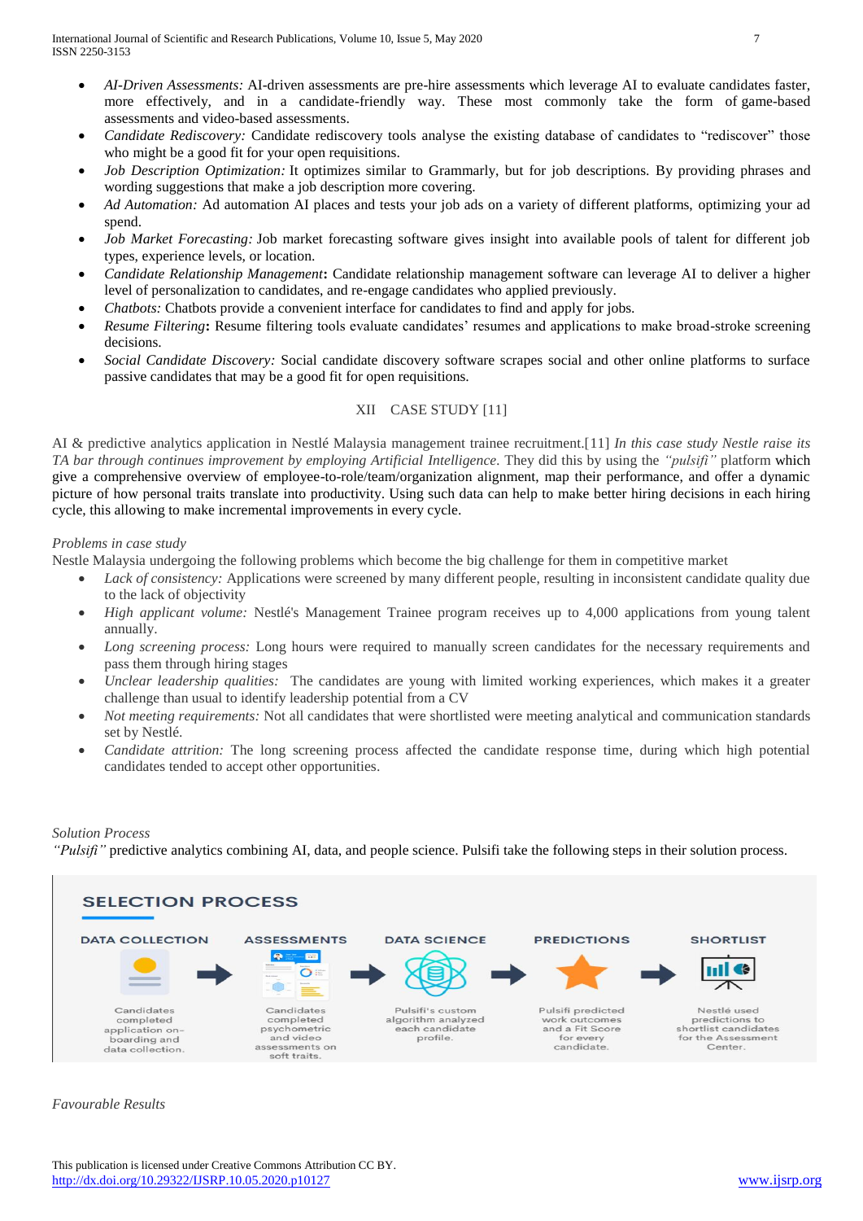- *AI-Driven Assessments:* AI-driven assessments are pre-hire assessments which leverage AI to evaluate candidates faster, more effectively, and in a candidate-friendly way. These most commonly take the form of game-based assessments and video-based assessments.
- *Candidate Rediscovery:* Candidate rediscovery tools analyse the existing database of candidates to "rediscover" those who might be a good fit for your open requisitions.
- *Job Description Optimization:* It optimizes similar to Grammarly, but for job descriptions. By providing phrases and wording suggestions that make a job description more covering.
- *Ad Automation:* Ad automation AI places and tests your job ads on a variety of different platforms, optimizing your ad spend.
- *Job Market Forecasting:* Job market forecasting software gives insight into available pools of talent for different job types, experience levels, or location.
- *Candidate Relationship Management*: Candidate relationship management software can leverage AI to deliver a higher level of personalization to candidates, and re-engage candidates who applied previously.
- *Chatbots:* Chatbots provide a convenient interface for candidates to find and apply for jobs.
- *Resume Filtering*: Resume filtering tools evaluate candidates' resumes and applications to make broad-stroke screening decisions.
- *Social Candidate Discovery:* Social candidate discovery software scrapes social and other online platforms to surface passive candidates that may be a good fit for open requisitions.

## XII CASE STUDY [11]

AI & predictive analytics application in Nestlé Malaysia management trainee recruitment.[11] *In this case study Nestle raise its TA bar through continues improvement by employing Artificial Intelligence*. They did this by using the *"pulsifi"* platform which give a comprehensive overview of employee-to-role/team/organization alignment, map their performance, and offer a dynamic picture of how personal traits translate into productivity. Using such data can help to make better hiring decisions in each hiring cycle, this allowing to make incremental improvements in every cycle.

*Problems in case study*

Nestle Malaysia undergoing the following problems which become the big challenge for them in competitive market

- *Lack of consistency:* Applications were screened by many different people, resulting in inconsistent candidate quality due to the lack of objectivity
- *High applicant volume:* Nestlé's Management Trainee program receives up to 4,000 applications from young talent annually.
- *Long screening process:* Long hours were required to manually screen candidates for the necessary requirements and pass them through hiring stages
- *Unclear leadership qualities:* The candidates are young with limited working experiences, which makes it a greater challenge than usual to identify leadership potential from a CV
- *Not meeting requirements:* Not all candidates that were shortlisted were meeting analytical and communication standards set by Nestlé.
- *Candidate attrition:* The long screening process affected the candidate response time, during which high potential candidates tended to accept other opportunities.

*Solution Process*

*"Pulsifi"* predictive analytics combining AI, data, and people science. Pulsifi take the following steps in their solution process.

**SELECTION PROCESS**

DATA COLLECTION → ASSESSMENTS → DATA SCIENCE → PREDICTIONS → SHORTLIST

- **DATA COLLECTION:** Candidates completed application on-boarding and data collection.
- **ASSESSMENTS:** Candidates completed psychometric and video assessments on soft traits.
- **DATA SCIENCE:** Pulsifi's custom algorithm analyzed each candidate profile.
- **PREDICTIONS:** Pulsifi predicted work outcomes and a Fit Score for every candidate.
- **SHORTLIST:** Nestlé used predictions to shortlist candidates for the Assessment Center.

*Favourable Results*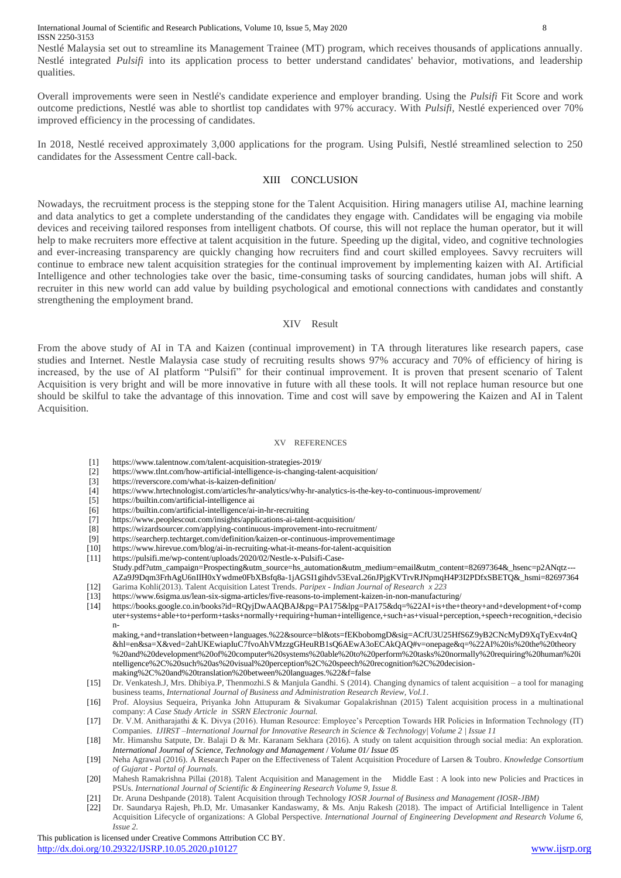Nestlé Malaysia set out to streamline its Management Trainee (MT) program, which receives thousands of applications annually. Nestlé integrated *Pulsifi* into its application process to better understand candidates' behavior, motivations, and leadership qualities.

Overall improvements were seen in Nestlé's candidate experience and employer branding. Using the *Pulsifi* Fit Score and work outcome predictions, Nestlé was able to shortlist top candidates with 97% accuracy. With *Pulsifi,* Nestlé experienced over 70% improved efficiency in the processing of candidates.

In 2018, Nestlé received approximately 3,000 applications for the program. Using Pulsifi, Nestlé streamlined selection to 250 candidates for the Assessment Centre call-back.

## XIII CONCLUSION

Nowadays, the recruitment process is the stepping stone for the Talent Acquisition. Hiring managers utilise AI, machine learning and data analytics to get a complete understanding of the candidates they engage with. Candidates will be engaging via mobile devices and receiving tailored responses from intelligent chatbots. Of course, this will not replace the human operator, but it will help to make recruiters more effective at talent acquisition in the future. Speeding up the digital, video, and cognitive technologies and ever-increasing transparency are quickly changing how recruiters find and court skilled employees. Savvy recruiters will continue to embrace new talent acquisition strategies for the continual improvement by implementing kaizen with AI. Artificial Intelligence and other technologies take over the basic, time-consuming tasks of sourcing candidates, human jobs will shift. A recruiter in this new world can add value by building psychological and emotional connections with candidates and constantly strengthening the employment brand.

## XIV Result

From the above study of AI in TA and Kaizen (continual improvement) in TA through literatures like research papers, case studies and Internet. Nestle Malaysia case study of recruiting results shows 97% accuracy and 70% of efficiency of hiring is increased, by the use of AI platform "Pulsifi" for their continual improvement. It is proven that present scenario of Talent Acquisition is very bright and will be more innovative in future with all these tools. It will not replace human resource but one should be skilful to take the advantage of this innovation. Time and cost will save by empowering the Kaizen and AI in Talent Acquisition.

## XV REFERENCES

[1] https://www.talentnow.com/talent-acquisition-strategies-2019/
[2] https://www.tlnt.com/how-artificial-intelligence-is-changing-talent-acquisition/
[3] https://reverscore.com/what-is-kaizen-definition/
[4] https://www.hrtechnologist.com/articles/hr-analytics/why-hr-analytics-is-the-key-to-continuous-improvement/
[5] https://builtin.com/artificial-intelligence ai
[6] https://builtin.com/artificial-intelligence/ai-in-hr-recruiting
[7] https://www.peoplescout.com/insights/applications-ai-talent-acquisition/
[8] https://wizardsourcer.com/applying-continuous-improvement-into-recruitment/
[9] https://searcherp.techtarget.com/definition/kaizen-or-continuous-improvementimage
[10] https://www.hirevue.com/blog/ai-in-recruiting-what-it-means-for-talent-acquisition
[11] https://pulsifi.me/wp-content/uploads/2020/02/Nestle-x-Pulsifi-Case-Study.pdf?utm_campaign=Prospecting&utm_source=hs_automation&utm_medium=email&utm_content=82697364&_hsenc=p2ANqtz---AZa9J9Dqm3FrhAgU6nIIH0xYwdme0FbXBsfq8a-1jAGSI1gihdv53EvaL26nJPjgKVTrvRJNpmqH4P3I2PDfxSBETQ&_hsmi=82697364
[12] Garima Kohli(2013). Talent Acquisition Latest Trends. *Paripex - Indian Journal of Research x 223*
[13] https://www.6sigma.us/lean-six-sigma-articles/five-reasons-to-implement-kaizen-in-non-manufacturing/
[14] https://books.google.co.in/books?id=RQyjDwAAQBAJ&pg=PA175&lpg=PA175&dq=%22AI+is+the+theory+and+development+of+computer+systems+able+to+perform+tasks+normally+requiring+human+intelligence,+such+as+visual+perception,+speech+recognition,+decision-making,+and+translation+between+languages.%22&source=bl&ots=fEKbobomgD&sig=ACfU3U25HfS6Z9yB2CNcMyD9XqTyExv4nQ&hl=en&sa=X&ved=2ahUKEwiapIuC7fvoAhVMzzgGHeuRB1sQ6AEwA3oECAkQAQ#v=onepage&q=%22AI%20is%20the%20theory%20and%20development%20of%20computer%20systems%20able%20to%20perform%20tasks%20normally%20requiring%20human%20intelligence%2C%20such%20as%20visual%20perception%2C%20speech%20recognition%2C%20decision-making%2C%20and%20translation%20between%20languages.%22&f=false
[15] Dr. Venkatesh.J, Mrs. Dhibiya.P, Thenmozhi.S & Manjula Gandhi. S (2014). Changing dynamics of talent acquisition – a tool for managing business teams, *International Journal of Business and Administration Research Review, Vol.1*.
[16] Prof. Aloysius Sequeira, Priyanka John Attupuram & Sivakumar Gopalakrishnan (2015) Talent acquisition process in a multinational company: *A Case Study Article in SSRN Electronic Journal.*
[17] Dr. V.M. Anitharajathi & K. Divya (2016). Human Resource: Employee's Perception Towards HR Policies in Information Technology (IT) Companies. *IJIRST –International Journal for Innovative Research in Science & Technology| Volume 2 | Issue 11*
[18] Mr. Himanshu Satpute, Dr. Balaji D & Mr. Karanam Sekhara (2016). A study on talent acquisition through social media: An exploration. ***International Journal of Science, Technology and Management / Volume 01/ Issue 05***
[19] Neha Agrawal (2016). A Research Paper on the Effectiveness of Talent Acquisition Procedure of Larsen & Toubro. *Knowledge Consortium of Gujarat - Portal of Journals.*
[20] Mahesh Ramakrishna Pillai (2018). Talent Acquisition and Management in the Middle East : A look into new Policies and Practices in PSUs. *International Journal of Scientific & Engineering Research Volume 9, Issue 8.*
[21] Dr. Aruna Deshpande (2018). Talent Acquisition through Technology *IOSR Journal of Business and Management (IOSR-JBM)*
[22] Dr. Saundarya Rajesh, Ph.D, Mr. Umasanker Kandaswamy, & Ms. Anju Rakesh (2018). The impact of Artificial Intelligence in Talent Acquisition Lifecycle of organizations: A Global Perspective. *International Journal of Engineering Development and Research Volume 6, Issue 2.*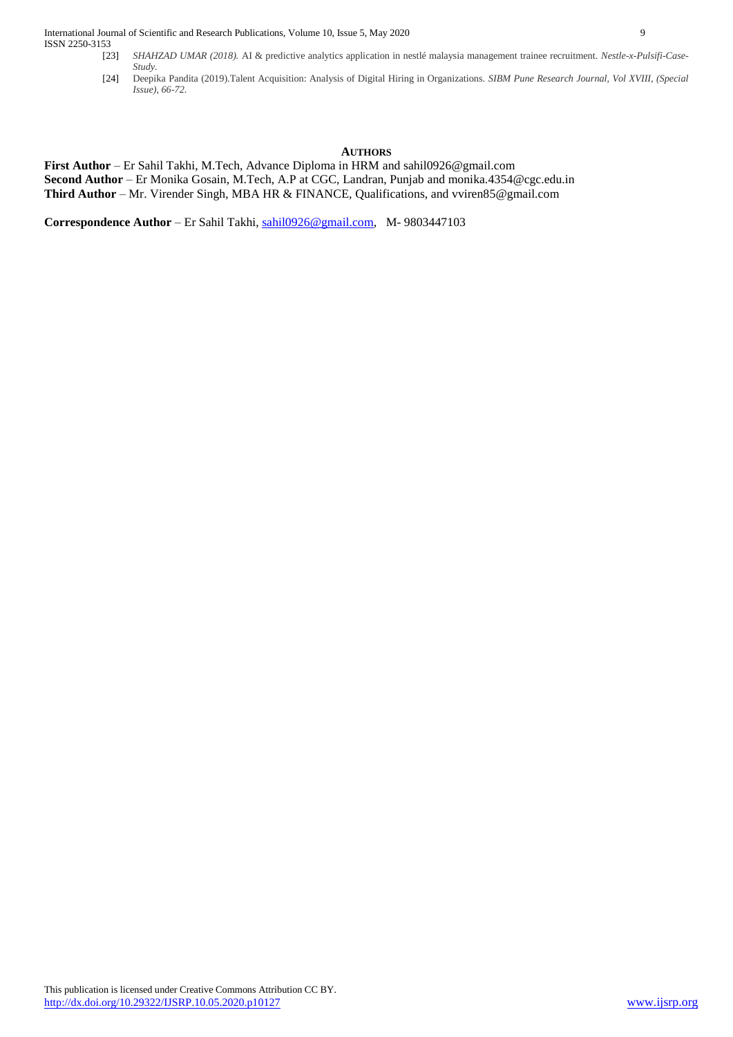[23] *SHAHZAD UMAR (2018).* AI & predictive analytics application in nestlé malaysia management trainee recruitment. *Nestle-x-Pulsifi-Case-Study*.

[24] Deepika Pandita (2019).Talent Acquisition: Analysis of Digital Hiring in Organizations. *SIBM Pune Research Journal, Vol XVIII, (Special Issue), 66-72.*

## AUTHORS

**First Author** – Er Sahil Takhi, M.Tech, Advance Diploma in HRM and sahil0926@gmail.com
**Second Author** – Er Monika Gosain, M.Tech, A.P at CGC, Landran, Punjab and monika.4354@cgc.edu.in
**Third Author** – Mr. Virender Singh, MBA HR & FINANCE, Qualifications, and vviren85@gmail.com

**Correspondence Author** – Er Sahil Takhi, sahil0926@gmail.com, M- 9803447103

This publication is licensed under Creative Commons Attribution CC BY.
http://dx.doi.org/10.29322/IJSRP.10.05.2020.p10127